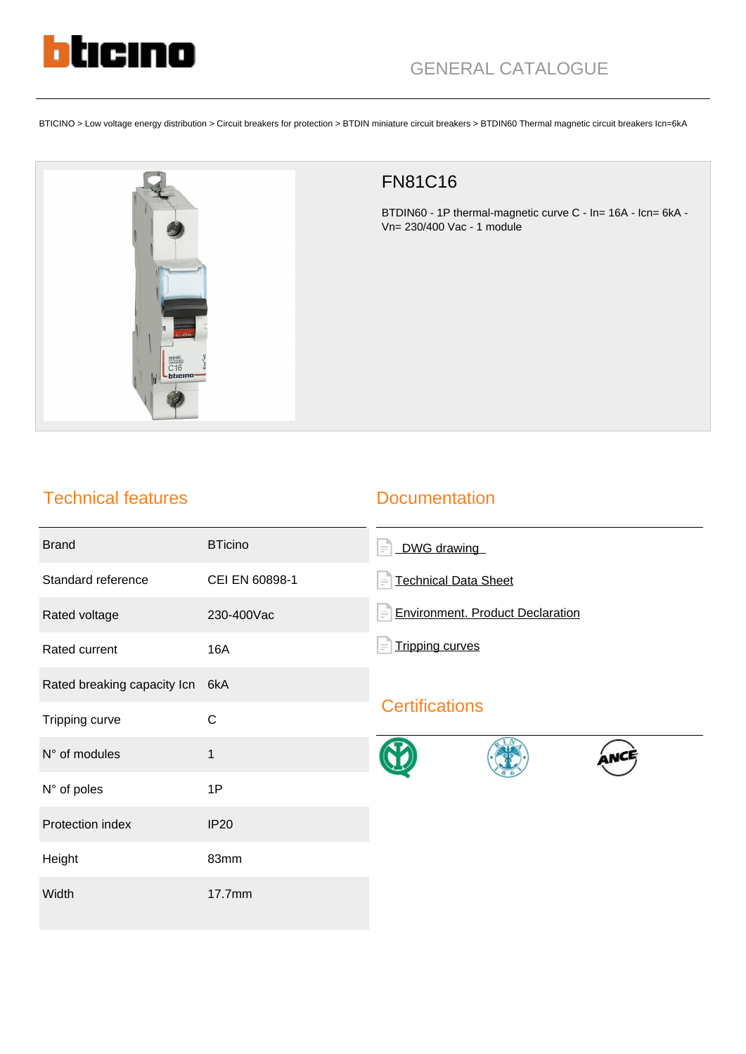GENERAL CATALOGUE

BTICINO > Low voltage energy distribution > Circuit breakers for protection > BTDIN miniature circuit breakers > BTDIN60 Thermal magnetic circuit breakers Icn=6kA

# FN81C16

BTDIN60 - 1P thermal-magnetic curve C - In= 16A - Icn= 6kA - Vn= 230/400 Vac - 1 module

## Technical features

| | |
|---|---|
| Brand | BTicino |
| Standard reference | CEI EN 60898-1 |
| Rated voltage | 230-400Vac |
| Rated current | 16A |
| Rated breaking capacity Icn | 6kA |
| Tripping curve | C |
| N° of modules | 1 |
| N° of poles | 1P |
| Protection index | IP20 |
| Height | 83mm |
| Width | 17.7mm |

## Documentation

- DWG drawing
- Technical Data Sheet
- Environment. Product Declaration
- Tripping curves

## Certifications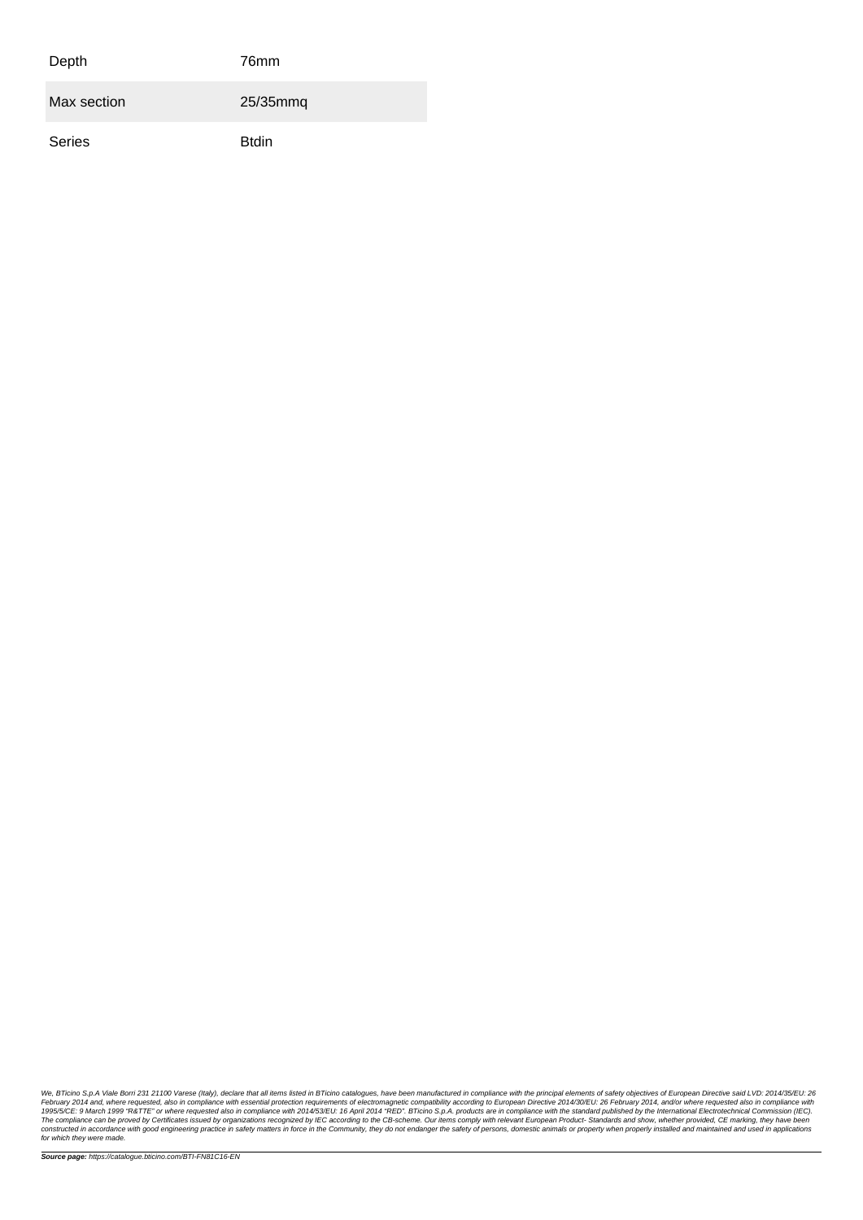| | |
|---|---|
| Depth | 76mm |
| Max section | 25/35mmq |
| Series | Btdin |

*We, BTicino S.p.A Viale Borri 231 21100 Varese (Italy), declare that all items listed in BTicino catalogues, have been manufactured in compliance with the principal elements of safety objectives of European Directive said LVD: 2014/35/EU: 26 February 2014 and, where requested, also in compliance with essential protection requirements of electromagnetic compatibility according to European Directive 2014/30/EU: 26 February 2014, and/or where requested also in compliance with 1995/5/CE: 9 March 1999 "R&TTE" or where requested also in compliance with 2014/53/EU: 16 April 2014 "RED". BTicino S.p.A. products are in compliance with the standard published by the International Electrotechnical Commission (IEC). The compliance can be proved by Certificates issued by organizations recognized by IEC according to the CB-scheme. Our items comply with relevant European Product- Standards and show, whether provided, CE marking, they have been constructed in accordance with good engineering practice in safety matters in force in the Community, they do not endanger the safety of persons, domestic animals or property when properly installed and maintained and used in applications for which they were made.*

***Source page:** https://catalogue.bticino.com/BTI-FN81C16-EN*